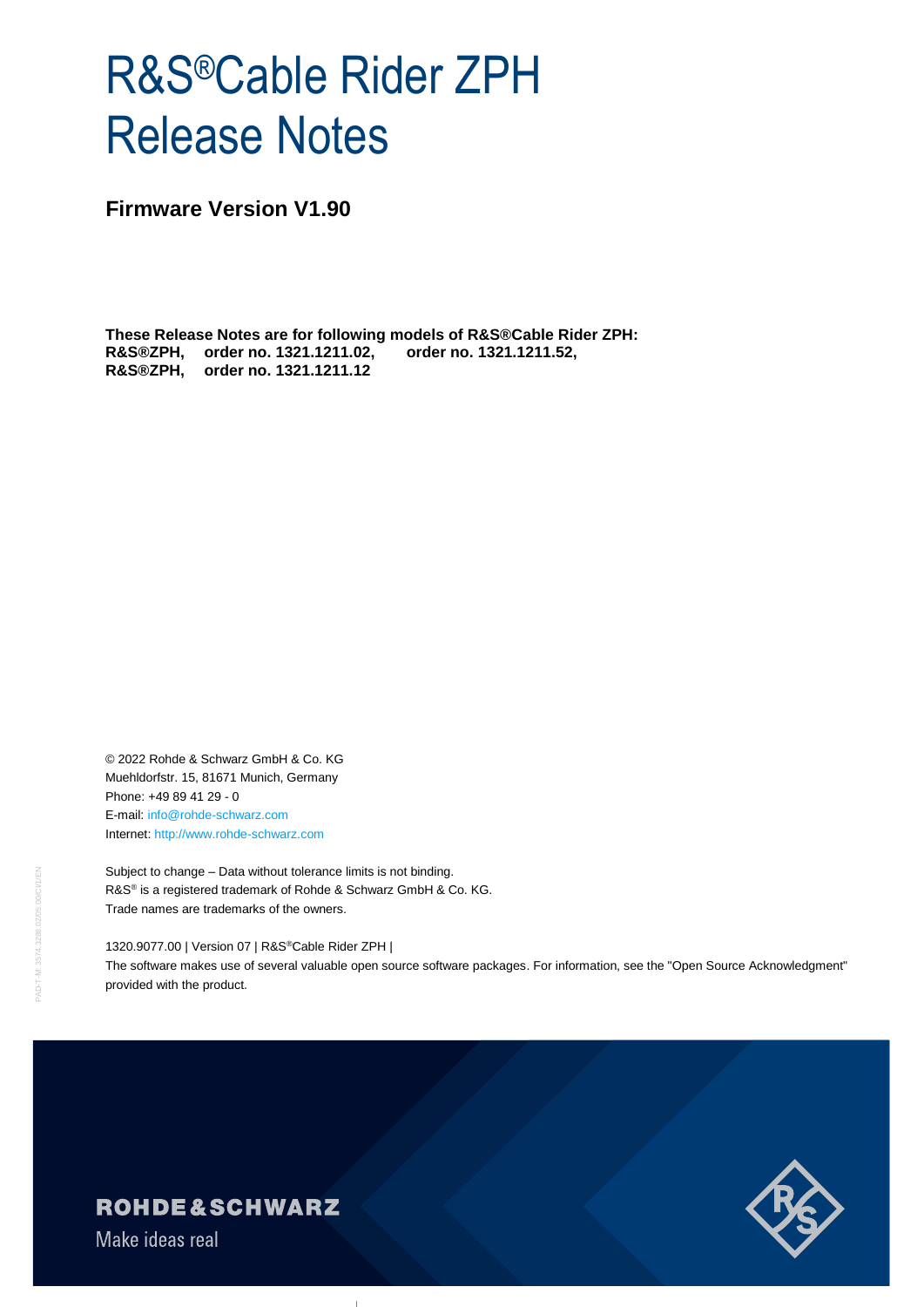# R&S®Cable Rider ZPH Release Notes

## Firmware Version V1.90

**These Release Notes are for following models of R&S®Cable Rider ZPH:**
**R&S®ZPH, order no. 1321.1211.02, order no. 1321.1211.52,**
**R&S®ZPH, order no. 1321.1211.12**

© 2022 Rohde & Schwarz GmbH & Co. KG
Muehldorfstr. 15, 81671 Munich, Germany
Phone: +49 89 41 29 - 0
E-mail: info@rohde-schwarz.com
Internet: http://www.rohde-schwarz.com

Subject to change – Data without tolerance limits is not binding.
R&S® is a registered trademark of Rohde & Schwarz GmbH & Co. KG.
Trade names are trademarks of the owners.

1320.9077.00 | Version 07 | R&S®Cable Rider ZPH |
The software makes use of several valuable open source software packages. For information, see the "Open Source Acknowledgment" provided with the product.

ROHDE&SCHWARZ
Make ideas real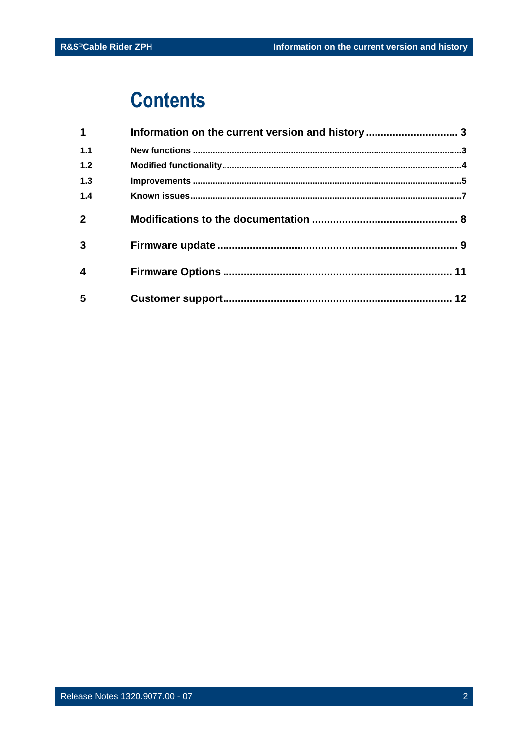# Contents

| | | |
|---|---|---|
| **1** | **Information on the current version and history** | **3** |
| 1.1 | New functions | 3 |
| 1.2 | Modified functionality | 4 |
| 1.3 | Improvements | 5 |
| 1.4 | Known issues | 7 |
| **2** | **Modifications to the documentation** | **8** |
| **3** | **Firmware update** | **9** |
| **4** | **Firmware Options** | **11** |
| **5** | **Customer support** | **12** |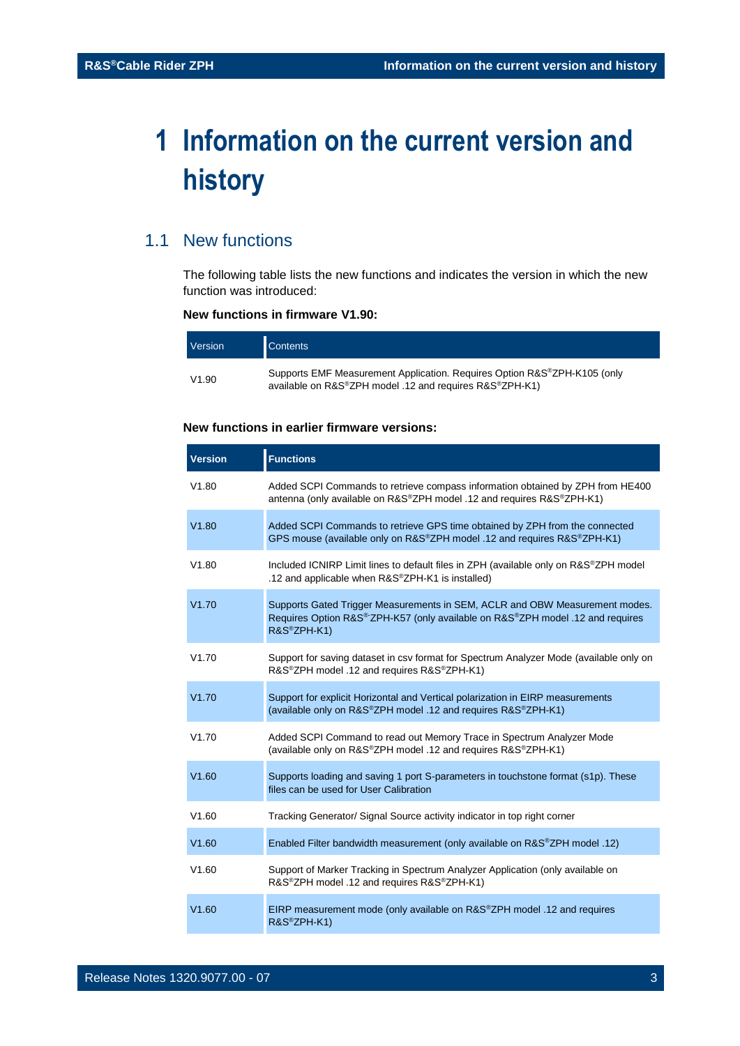# 1 Information on the current version and history

## 1.1 New functions

The following table lists the new functions and indicates the version in which the new function was introduced:

**New functions in firmware V1.90:**

| Version | Contents |
|---|---|
| V1.90 | Supports EMF Measurement Application. Requires Option R&S®ZPH-K105 (only available on R&S®ZPH model .12 and requires R&S®ZPH-K1) |

**New functions in earlier firmware versions:**

| **Version** | **Functions** |
|---|---|
| V1.80 | Added SCPI Commands to retrieve compass information obtained by ZPH from HE400 antenna (only available on R&S®ZPH model .12 and requires R&S®ZPH-K1) |
| V1.80 | Added SCPI Commands to retrieve GPS time obtained by ZPH from the connected GPS mouse (available only on R&S®ZPH model .12 and requires R&S®ZPH-K1) |
| V1.80 | Included ICNIRP Limit lines to default files in ZPH (available only on R&S®ZPH model .12 and applicable when R&S®ZPH-K1 is installed) |
| V1.70 | Supports Gated Trigger Measurements in SEM, ACLR and OBW Measurement modes. Requires Option R&S®-ZPH-K57 (only available on R&S®ZPH model .12 and requires R&S®ZPH-K1) |
| V1.70 | Support for saving dataset in csv format for Spectrum Analyzer Mode (available only on R&S®ZPH model .12 and requires R&S®ZPH-K1) |
| V1.70 | Support for explicit Horizontal and Vertical polarization in EIRP measurements (available only on R&S®ZPH model .12 and requires R&S®ZPH-K1) |
| V1.70 | Added SCPI Command to read out Memory Trace in Spectrum Analyzer Mode (available only on R&S®ZPH model .12 and requires R&S®ZPH-K1) |
| V1.60 | Supports loading and saving 1 port S-parameters in touchstone format (s1p). These files can be used for User Calibration |
| V1.60 | Tracking Generator/ Signal Source activity indicator in top right corner |
| V1.60 | Enabled Filter bandwidth measurement (only available on R&S®ZPH model .12) |
| V1.60 | Support of Marker Tracking in Spectrum Analyzer Application (only available on R&S®ZPH model .12 and requires R&S®ZPH-K1) |
| V1.60 | EIRP measurement mode (only available on R&S®ZPH model .12 and requires R&S®ZPH-K1) |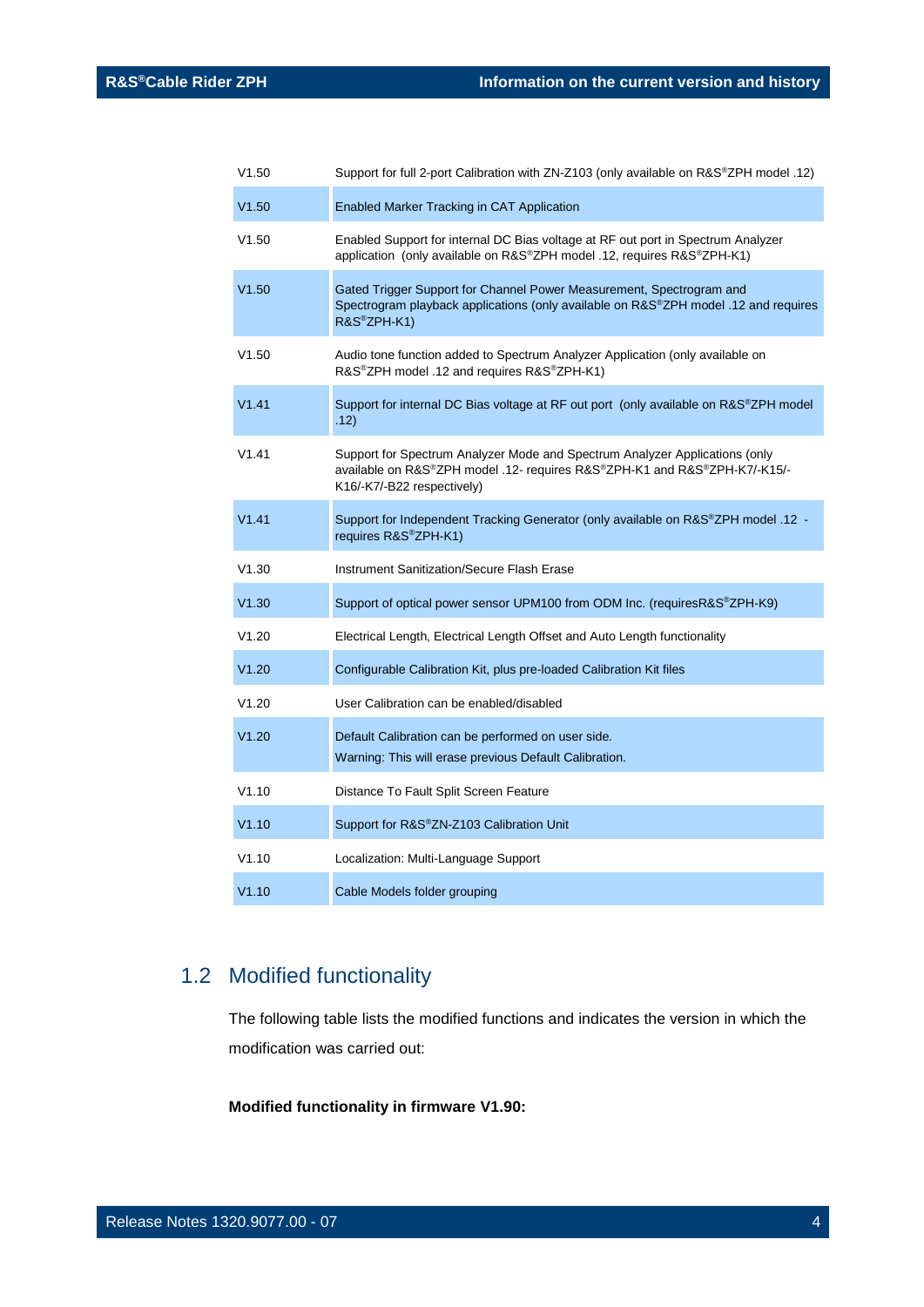| | |
|---|---|
| V1.50 | Support for full 2-port Calibration with ZN-Z103 (only available on R&S®ZPH model .12) |
| V1.50 | Enabled Marker Tracking in CAT Application |
| V1.50 | Enabled Support for internal DC Bias voltage at RF out port in Spectrum Analyzer application (only available on R&S®ZPH model .12, requires R&S®ZPH-K1) |
| V1.50 | Gated Trigger Support for Channel Power Measurement, Spectrogram and Spectrogram playback applications (only available on R&S®ZPH model .12 and requires R&S®ZPH-K1) |
| V1.50 | Audio tone function added to Spectrum Analyzer Application (only available on R&S®ZPH model .12 and requires R&S®ZPH-K1) |
| V1.41 | Support for internal DC Bias voltage at RF out port (only available on R&S®ZPH model .12) |
| V1.41 | Support for Spectrum Analyzer Mode and Spectrum Analyzer Applications (only available on R&S®ZPH model .12- requires R&S®ZPH-K1 and R&S®ZPH-K7/-K15/-K16/-K7/-B22 respectively) |
| V1.41 | Support for Independent Tracking Generator (only available on R&S®ZPH model .12 - requires R&S®ZPH-K1) |
| V1.30 | Instrument Sanitization/Secure Flash Erase |
| V1.30 | Support of optical power sensor UPM100 from ODM Inc. (requiresR&S®ZPH-K9) |
| V1.20 | Electrical Length, Electrical Length Offset and Auto Length functionality |
| V1.20 | Configurable Calibration Kit, plus pre-loaded Calibration Kit files |
| V1.20 | User Calibration can be enabled/disabled |
| V1.20 | Default Calibration can be performed on user side. Warning: This will erase previous Default Calibration. |
| V1.10 | Distance To Fault Split Screen Feature |
| V1.10 | Support for R&S®ZN-Z103 Calibration Unit |
| V1.10 | Localization: Multi-Language Support |
| V1.10 | Cable Models folder grouping |

## 1.2 Modified functionality

The following table lists the modified functions and indicates the version in which the modification was carried out:

**Modified functionality in firmware V1.90:**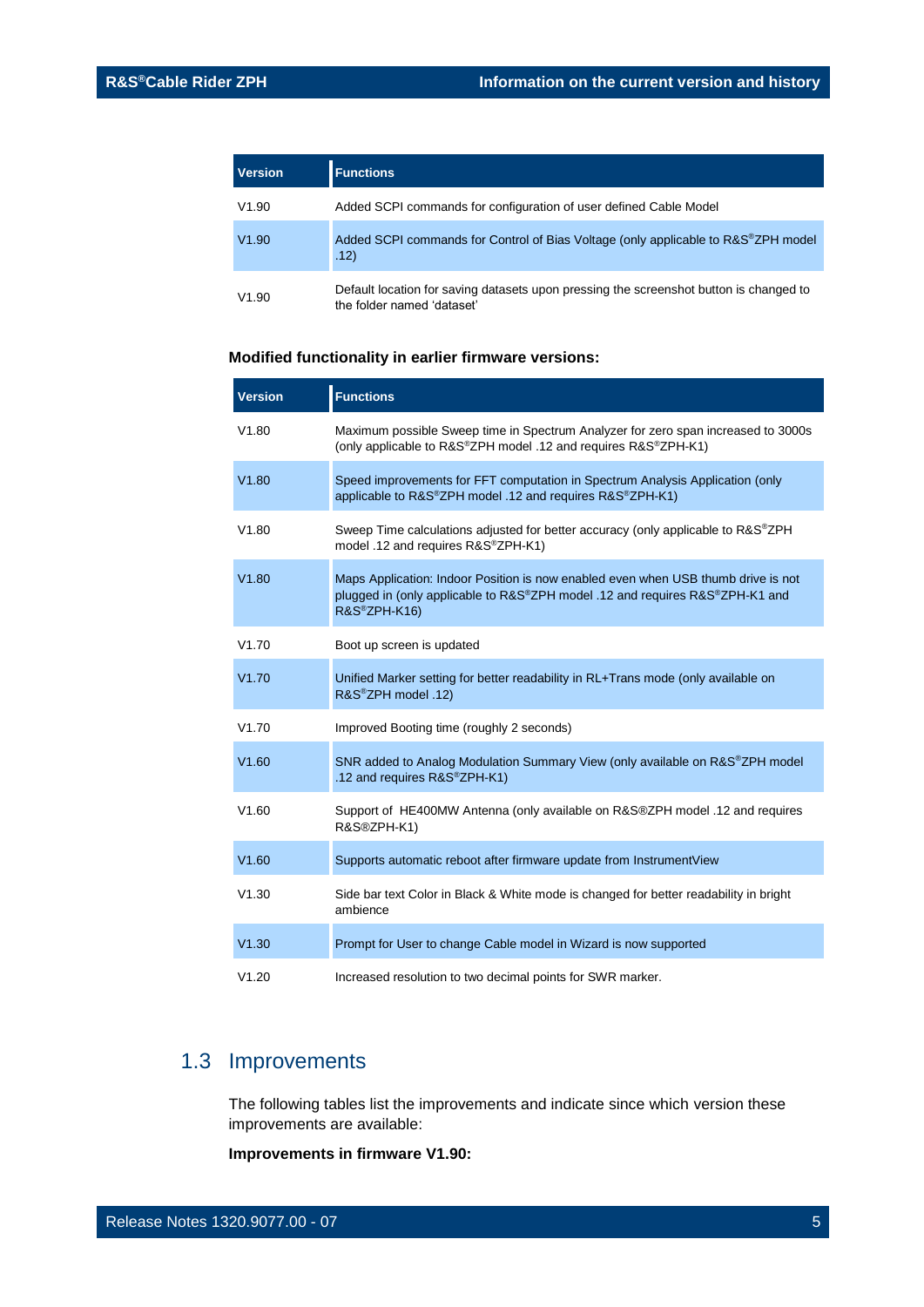| Version | Functions |
| --- | --- |
| V1.90 | Added SCPI commands for configuration of user defined Cable Model |
| V1.90 | Added SCPI commands for Control of Bias Voltage (only applicable to R&S®ZPH model .12) |
| V1.90 | Default location for saving datasets upon pressing the screenshot button is changed to the folder named 'dataset' |

**Modified functionality in earlier firmware versions:**

| Version | Functions |
| --- | --- |
| V1.80 | Maximum possible Sweep time in Spectrum Analyzer for zero span increased to 3000s (only applicable to R&S®ZPH model .12 and requires R&S®ZPH-K1) |
| V1.80 | Speed improvements for FFT computation in Spectrum Analysis Application (only applicable to R&S®ZPH model .12 and requires R&S®ZPH-K1) |
| V1.80 | Sweep Time calculations adjusted for better accuracy (only applicable to R&S®ZPH model .12 and requires R&S®ZPH-K1) |
| V1.80 | Maps Application: Indoor Position is now enabled even when USB thumb drive is not plugged in (only applicable to R&S®ZPH model .12 and requires R&S®ZPH-K1 and R&S®ZPH-K16) |
| V1.70 | Boot up screen is updated |
| V1.70 | Unified Marker setting for better readability in RL+Trans mode (only available on R&S®ZPH model .12) |
| V1.70 | Improved Booting time (roughly 2 seconds) |
| V1.60 | SNR added to Analog Modulation Summary View (only available on R&S®ZPH model .12 and requires R&S®ZPH-K1) |
| V1.60 | Support of HE400MW Antenna (only available on R&S®ZPH model .12 and requires R&S®ZPH-K1) |
| V1.60 | Supports automatic reboot after firmware update from InstrumentView |
| V1.30 | Side bar text Color in Black & White mode is changed for better readability in bright ambience |
| V1.30 | Prompt for User to change Cable model in Wizard is now supported |
| V1.20 | Increased resolution to two decimal points for SWR marker. |

## 1.3 Improvements

The following tables list the improvements and indicate since which version these improvements are available:

**Improvements in firmware V1.90:**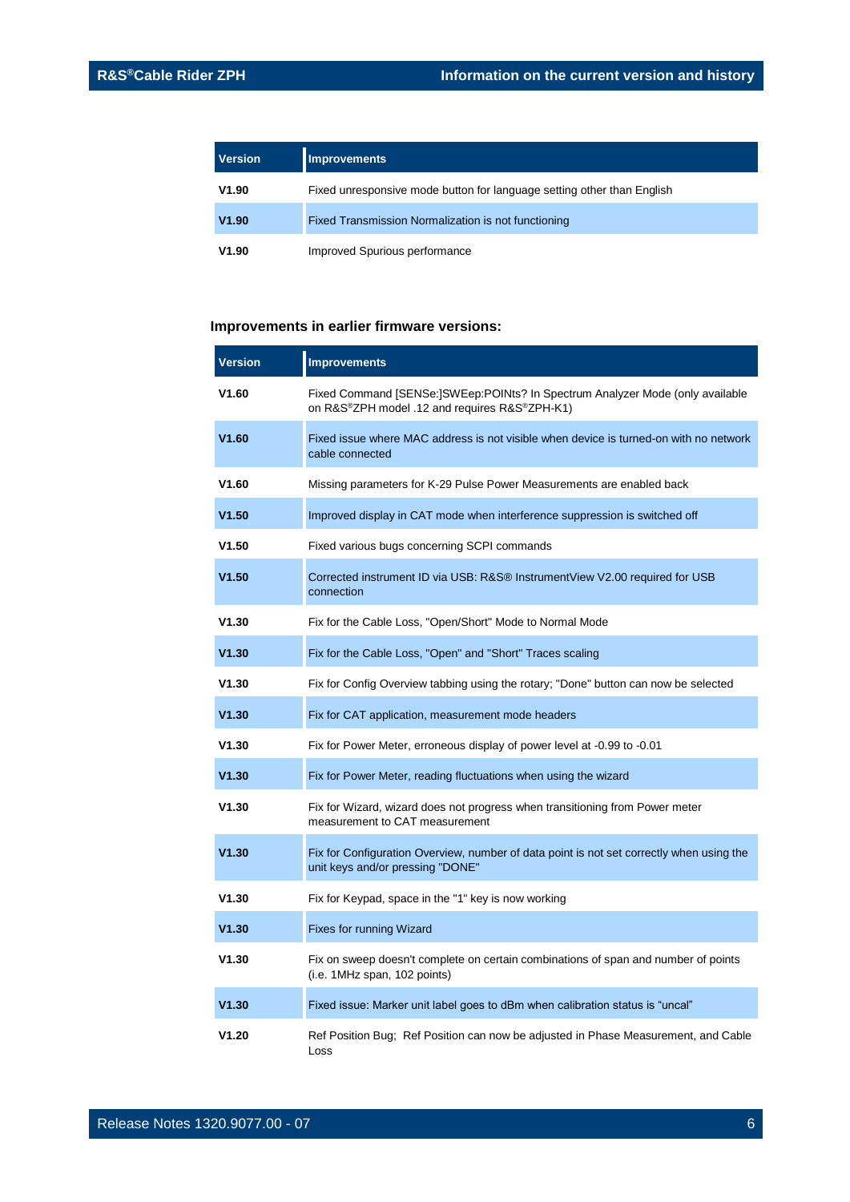| Version | Improvements |
|---|---|
| V1.90 | Fixed unresponsive mode button for language setting other than English |
| V1.90 | Fixed Transmission Normalization is not functioning |
| V1.90 | Improved Spurious performance |

### Improvements in earlier firmware versions:

| Version | Improvements |
|---|---|
| V1.60 | Fixed Command [SENSe:]SWEep:POINts? In Spectrum Analyzer Mode (only available on R&S®ZPH model .12 and requires R&S®ZPH-K1) |
| V1.60 | Fixed issue where MAC address is not visible when device is turned-on with no network cable connected |
| V1.60 | Missing parameters for K-29 Pulse Power Measurements are enabled back |
| V1.50 | Improved display in CAT mode when interference suppression is switched off |
| V1.50 | Fixed various bugs concerning SCPI commands |
| V1.50 | Corrected instrument ID via USB: R&S® InstrumentView V2.00 required for USB connection |
| V1.30 | Fix for the Cable Loss, "Open/Short" Mode to Normal Mode |
| V1.30 | Fix for the Cable Loss, "Open" and "Short" Traces scaling |
| V1.30 | Fix for Config Overview tabbing using the rotary; "Done" button can now be selected |
| V1.30 | Fix for CAT application, measurement mode headers |
| V1.30 | Fix for Power Meter, erroneous display of power level at -0.99 to -0.01 |
| V1.30 | Fix for Power Meter, reading fluctuations when using the wizard |
| V1.30 | Fix for Wizard, wizard does not progress when transitioning from Power meter measurement to CAT measurement |
| V1.30 | Fix for Configuration Overview, number of data point is not set correctly when using the unit keys and/or pressing "DONE" |
| V1.30 | Fix for Keypad, space in the "1" key is now working |
| V1.30 | Fixes for running Wizard |
| V1.30 | Fix on sweep doesn't complete on certain combinations of span and number of points (i.e. 1MHz span, 102 points) |
| V1.30 | Fixed issue: Marker unit label goes to dBm when calibration status is “uncal” |
| V1.20 | Ref Position Bug; Ref Position can now be adjusted in Phase Measurement, and Cable Loss |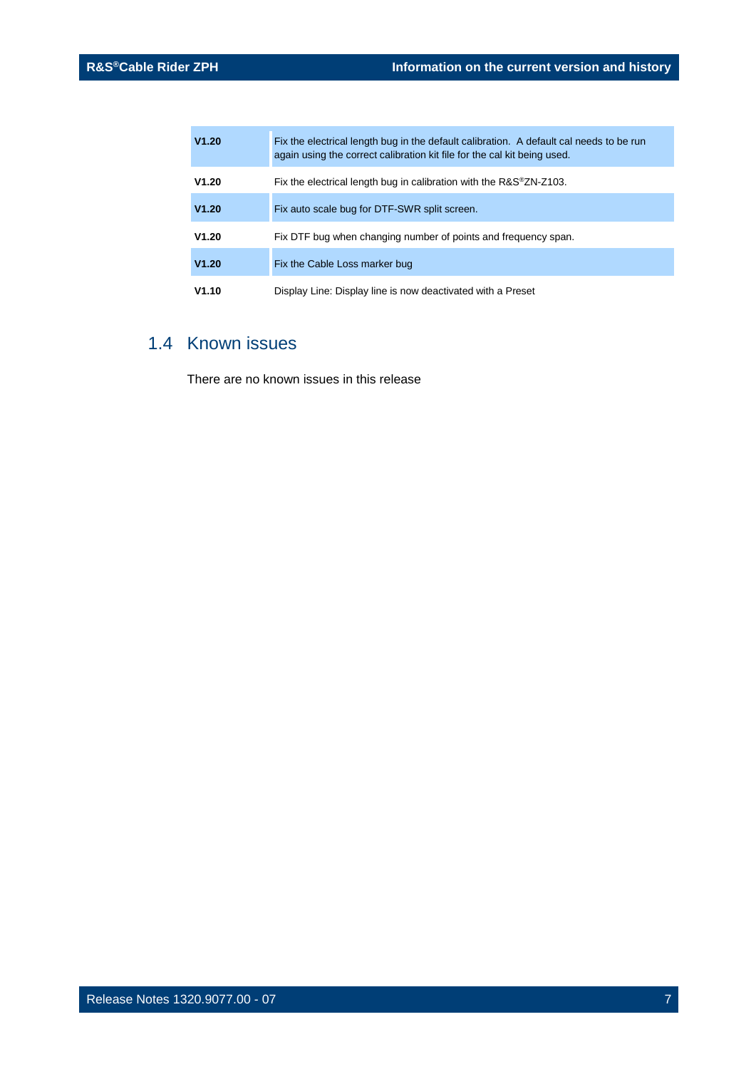| | |
|---|---|
| **V1.20** | Fix the electrical length bug in the default calibration. A default cal needs to be run again using the correct calibration kit file for the cal kit being used. |
| **V1.20** | Fix the electrical length bug in calibration with the R&S®ZN-Z103. |
| **V1.20** | Fix auto scale bug for DTF-SWR split screen. |
| **V1.20** | Fix DTF bug when changing number of points and frequency span. |
| **V1.20** | Fix the Cable Loss marker bug |
| **V1.10** | Display Line: Display line is now deactivated with a Preset |

## 1.4 Known issues

There are no known issues in this release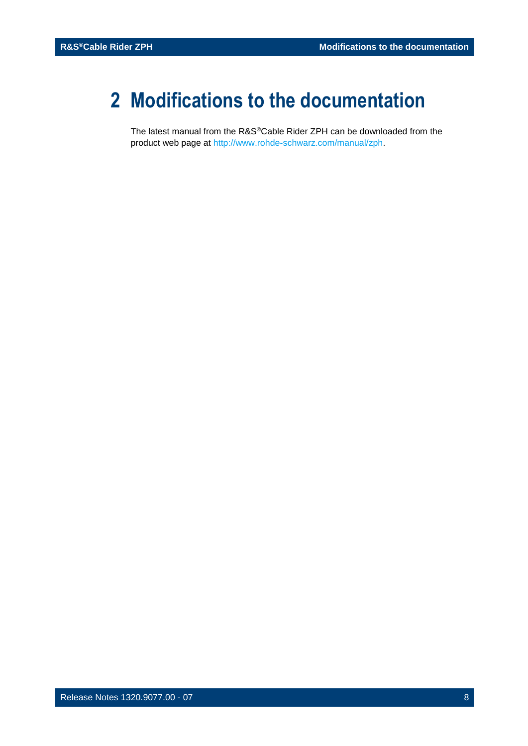# 2 Modifications to the documentation

The latest manual from the R&S®Cable Rider ZPH can be downloaded from the product web page at http://www.rohde-schwarz.com/manual/zph.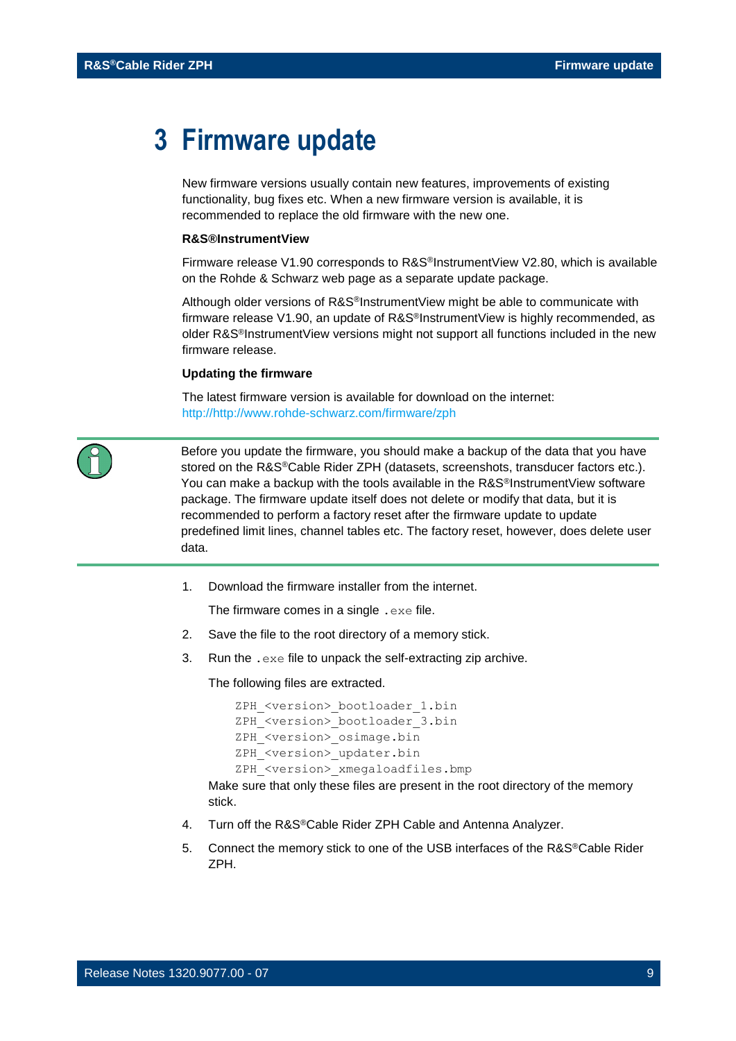# 3 Firmware update

New firmware versions usually contain new features, improvements of existing functionality, bug fixes etc. When a new firmware version is available, it is recommended to replace the old firmware with the new one.

**R&S®InstrumentView**

Firmware release V1.90 corresponds to R&S®InstrumentView V2.80, which is available on the Rohde & Schwarz web page as a separate update package.

Although older versions of R&S®InstrumentView might be able to communicate with firmware release V1.90, an update of R&S®InstrumentView is highly recommended, as older R&S®InstrumentView versions might not support all functions included in the new firmware release.

**Updating the firmware**

The latest firmware version is available for download on the internet:
http://http://www.rohde-schwarz.com/firmware/zph

Before you update the firmware, you should make a backup of the data that you have stored on the R&S®Cable Rider ZPH (datasets, screenshots, transducer factors etc.). You can make a backup with the tools available in the R&S®InstrumentView software package. The firmware update itself does not delete or modify that data, but it is recommended to perform a factory reset after the firmware update to update predefined limit lines, channel tables etc. The factory reset, however, does delete user data.

1. Download the firmware installer from the internet.

   The firmware comes in a single `.exe` file.

2. Save the file to the root directory of a memory stick.

3. Run the `.exe` file to unpack the self-extracting zip archive.

   The following files are extracted.

   ```
   ZPH_<version>_bootloader_1.bin
   ZPH_<version>_bootloader_3.bin
   ZPH_<version>_osimage.bin
   ZPH_<version>_updater.bin
   ZPH_<version>_xmegaloadfiles.bmp
   ```

   Make sure that only these files are present in the root directory of the memory stick.

4. Turn off the R&S®Cable Rider ZPH Cable and Antenna Analyzer.

5. Connect the memory stick to one of the USB interfaces of the R&S®Cable Rider ZPH.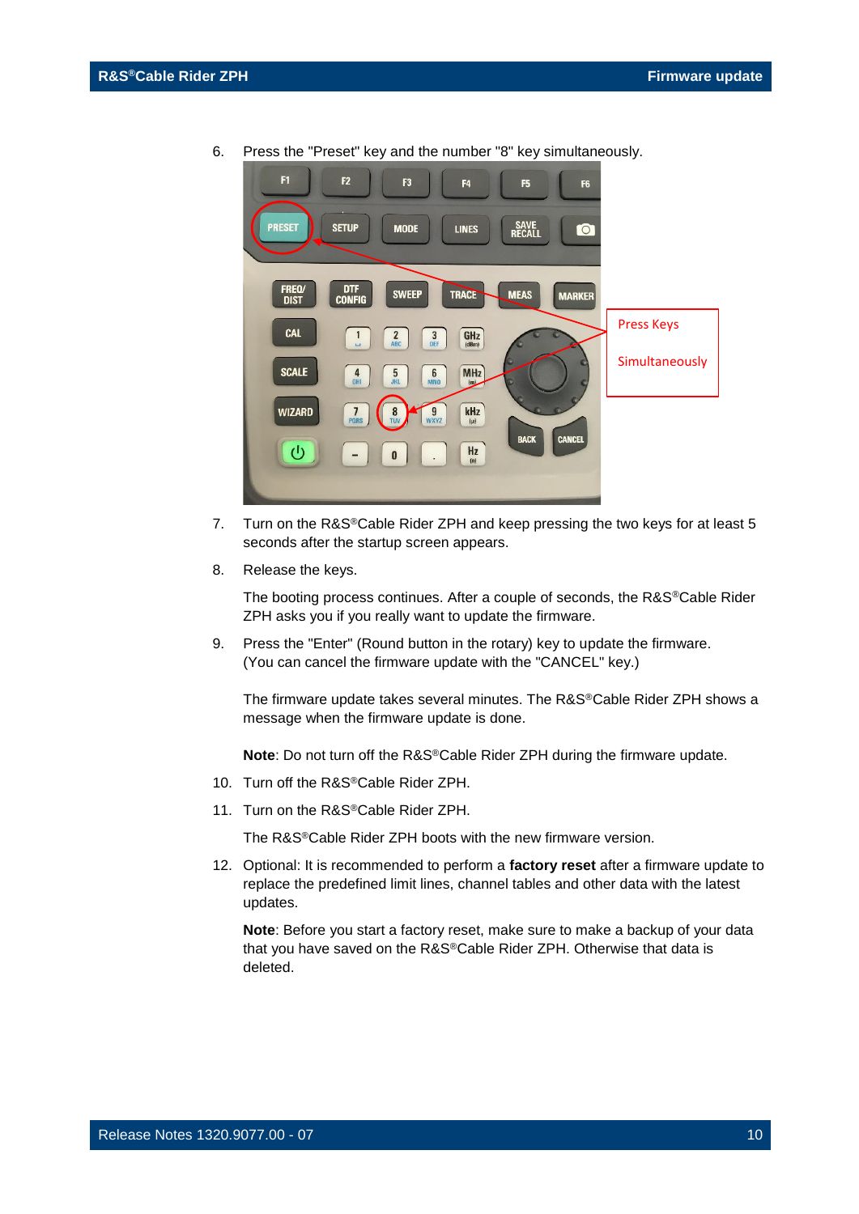6. Press the "Preset" key and the number "8" key simultaneously.

7. Turn on the R&S®Cable Rider ZPH and keep pressing the two keys for at least 5 seconds after the startup screen appears.

8. Release the keys.

   The booting process continues. After a couple of seconds, the R&S®Cable Rider ZPH asks you if you really want to update the firmware.

9. Press the "Enter" (Round button in the rotary) key to update the firmware. (You can cancel the firmware update with the "CANCEL" key.)

   The firmware update takes several minutes. The R&S®Cable Rider ZPH shows a message when the firmware update is done.

   **Note**: Do not turn off the R&S®Cable Rider ZPH during the firmware update.

10. Turn off the R&S®Cable Rider ZPH.

11. Turn on the R&S®Cable Rider ZPH.

    The R&S®Cable Rider ZPH boots with the new firmware version.

12. Optional: It is recommended to perform a **factory reset** after a firmware update to replace the predefined limit lines, channel tables and other data with the latest updates.

    **Note**: Before you start a factory reset, make sure to make a backup of your data that you have saved on the R&S®Cable Rider ZPH. Otherwise that data is deleted.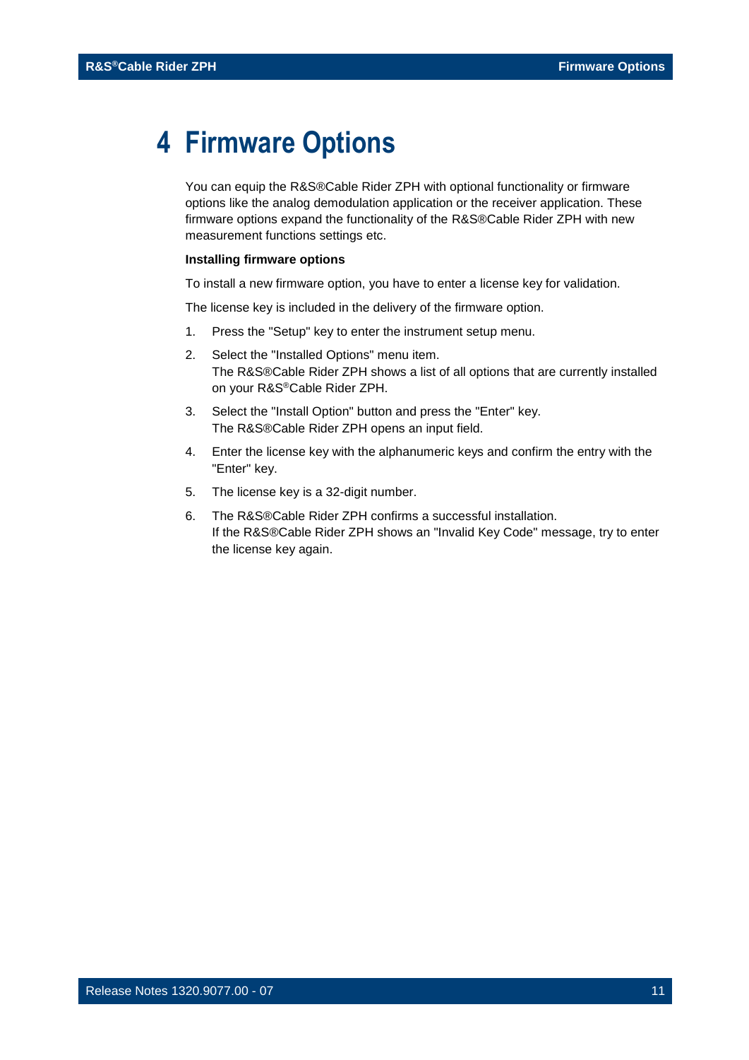# 4 Firmware Options

You can equip the R&S®Cable Rider ZPH with optional functionality or firmware options like the analog demodulation application or the receiver application. These firmware options expand the functionality of the R&S®Cable Rider ZPH with new measurement functions settings etc.

**Installing firmware options**

To install a new firmware option, you have to enter a license key for validation.

The license key is included in the delivery of the firmware option.

1. Press the "Setup" key to enter the instrument setup menu.
2. Select the "Installed Options" menu item.
   The R&S®Cable Rider ZPH shows a list of all options that are currently installed on your R&S®Cable Rider ZPH.
3. Select the "Install Option" button and press the "Enter" key.
   The R&S®Cable Rider ZPH opens an input field.
4. Enter the license key with the alphanumeric keys and confirm the entry with the "Enter" key.
5. The license key is a 32-digit number.
6. The R&S®Cable Rider ZPH confirms a successful installation.
   If the R&S®Cable Rider ZPH shows an "Invalid Key Code" message, try to enter the license key again.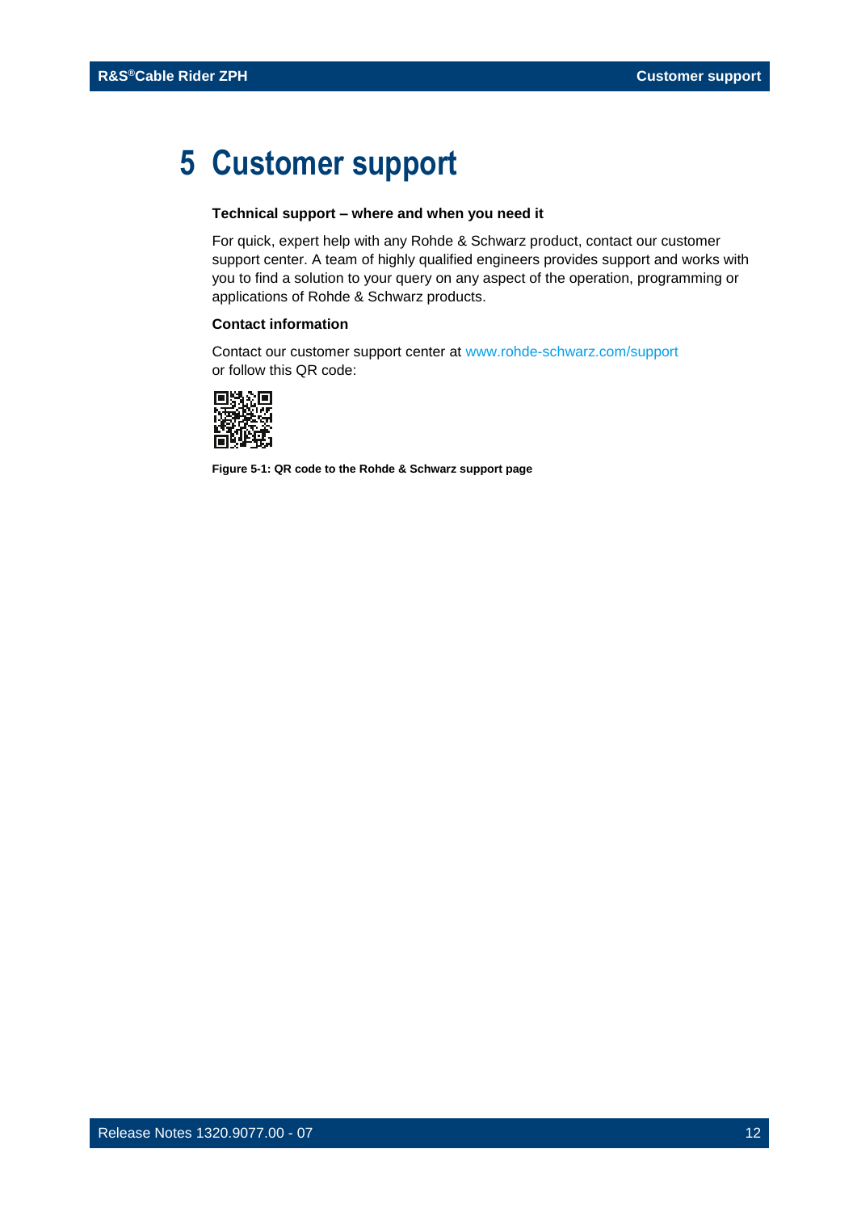# 5 Customer support

**Technical support – where and when you need it**

For quick, expert help with any Rohde & Schwarz product, contact our customer support center. A team of highly qualified engineers provides support and works with you to find a solution to your query on any aspect of the operation, programming or applications of Rohde & Schwarz products.

**Contact information**

Contact our customer support center at www.rohde-schwarz.com/support or follow this QR code:

**Figure 5-1: QR code to the Rohde & Schwarz support page**